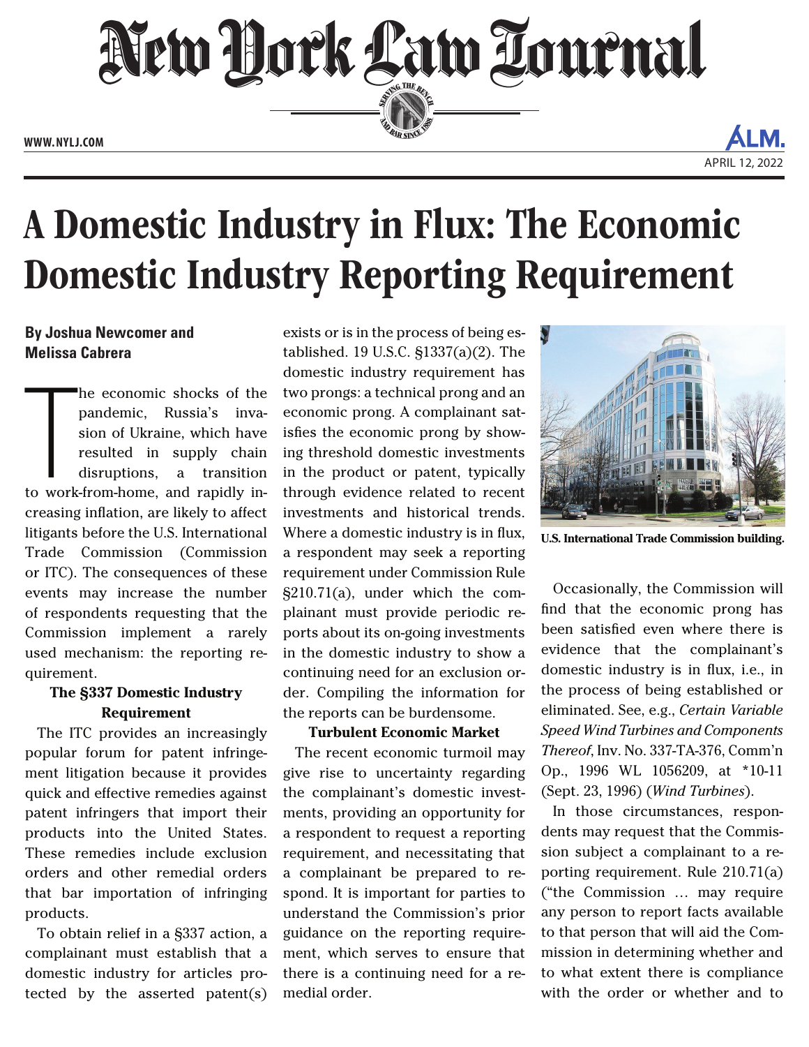# A Domestic Industry in Flux: The Economic Domestic Industry Reporting Requirement

**By Joshua Newcomer and Melissa Cabrera**

The economic shocks of the pandemic, Russia's invasion of Ukraine, which have resulted in supply chain disruptions, a transition to work-from-home, and rapidly increasing inflation, are likely to affect litigants before the U.S. International Trade Commission (Commission or ITC). The consequences of these events may increase the number of respondents requesting that the Commission implement a rarely used mechanism: the reporting requirement.

### The §337 Domestic Industry Requirement

The ITC provides an increasingly popular forum for patent infringement litigation because it provides quick and effective remedies against patent infringers that import their products into the United States. These remedies include exclusion orders and other remedial orders that bar importation of infringing products.

To obtain relief in a §337 action, a complainant must establish that a domestic industry for articles protected by the asserted patent(s) exists or is in the process of being established. 19 U.S.C. §1337(a)(2). The domestic industry requirement has two prongs: a technical prong and an economic prong. A complainant satisfies the economic prong by showing threshold domestic investments in the product or patent, typically through evidence related to recent investments and historical trends. Where a domestic industry is in flux, a respondent may seek a reporting requirement under Commission Rule §210.71(a), under which the complainant must provide periodic reports about its on-going investments in the domestic industry to show a continuing need for an exclusion order. Compiling the information for the reports can be burdensome.

### Turbulent Economic Market

The recent economic turmoil may give rise to uncertainty regarding the complainant's domestic investments, providing an opportunity for a respondent to request a reporting requirement, and necessitating that a complainant be prepared to respond. It is important for parties to understand the Commission's prior guidance on the reporting requirement, which serves to ensure that there is a continuing need for a remedial order.

U.S. International Trade Commission building.

Occasionally, the Commission will find that the economic prong has been satisfied even where there is evidence that the complainant's domestic industry is in flux, i.e., in the process of being established or eliminated. See, e.g., *Certain Variable Speed Wind Turbines and Components Thereof*, Inv. No. 337-TA-376, Comm'n Op., 1996 WL 1056209, at *10-11 (Sept. 23, 1996) (*Wind Turbines*).

In those circumstances, respondents may request that the Commission subject a complainant to a reporting requirement. Rule 210.71(a) ("the Commission … may require any person to report facts available to that person that will aid the Commission in determining whether and to what extent there is compliance with the order or whether and to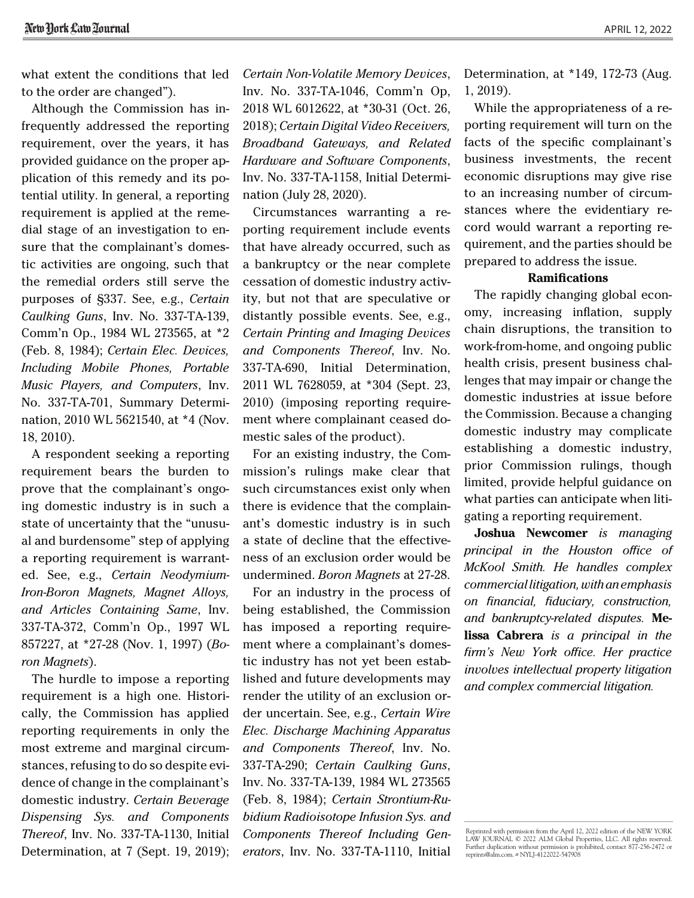what extent the conditions that led to the order are changed").

Although the Commission has infrequently addressed the reporting requirement, over the years, it has provided guidance on the proper application of this remedy and its potential utility. In general, a reporting requirement is applied at the remedial stage of an investigation to ensure that the complainant's domestic activities are ongoing, such that the remedial orders still serve the purposes of §337. See, e.g., *Certain Caulking Guns*, Inv. No. 337-TA-139, Comm'n Op., 1984 WL 273565, at *2 (Feb. 8, 1984); *Certain Elec. Devices, Including Mobile Phones, Portable Music Players, and Computers*, Inv. No. 337-TA-701, Summary Determination, 2010 WL 5621540, at *4 (Nov. 18, 2010).

A respondent seeking a reporting requirement bears the burden to prove that the complainant's ongoing domestic industry is in such a state of uncertainty that the "unusual and burdensome" step of applying a reporting requirement is warranted. See, e.g., *Certain Neodymium-Iron-Boron Magnets, Magnet Alloys, and Articles Containing Same*, Inv. 337-TA-372, Comm'n Op., 1997 WL 857227, at *27-28 (Nov. 1, 1997) (*Boron Magnets*).

The hurdle to impose a reporting requirement is a high one. Historically, the Commission has applied reporting requirements in only the most extreme and marginal circumstances, refusing to do so despite evidence of change in the complainant's domestic industry. *Certain Beverage Dispensing Sys. and Components Thereof*, Inv. No. 337-TA-1130, Initial Determination, at 7 (Sept. 19, 2019); *Certain Non-Volatile Memory Devices*, Inv. No. 337-TA-1046, Comm'n Op, 2018 WL 6012622, at *30-31 (Oct. 26, 2018); *Certain Digital Video Receivers, Broadband Gateways, and Related Hardware and Software Components*, Inv. No. 337-TA-1158, Initial Determination (July 28, 2020).

Circumstances warranting a reporting requirement include events that have already occurred, such as a bankruptcy or the near complete cessation of domestic industry activity, but not that are speculative or distantly possible events. See, e.g., *Certain Printing and Imaging Devices and Components Thereof*, Inv. No. 337-TA-690, Initial Determination, 2011 WL 7628059, at *304 (Sept. 23, 2010) (imposing reporting requirement where complainant ceased domestic sales of the product).

For an existing industry, the Commission's rulings make clear that such circumstances exist only when there is evidence that the complainant's domestic industry is in such a state of decline that the effectiveness of an exclusion order would be undermined. *Boron Magnets* at 27-28.

For an industry in the process of being established, the Commission has imposed a reporting requirement where a complainant's domestic industry has not yet been established and future developments may render the utility of an exclusion order uncertain. See, e.g., *Certain Wire Elec. Discharge Machining Apparatus and Components Thereof*, Inv. No. 337-TA-290; *Certain Caulking Guns*, Inv. No. 337-TA-139, 1984 WL 273565 (Feb. 8, 1984); *Certain Strontium-Rubidium Radioisotope Infusion Sys. and Components Thereof Including Generators*, Inv. No. 337-TA-1110, Initial Determination, at *149, 172-73 (Aug. 1, 2019).

While the appropriateness of a reporting requirement will turn on the facts of the specific complainant's business investments, the recent economic disruptions may give rise to an increasing number of circumstances where the evidentiary record would warrant a reporting requirement, and the parties should be prepared to address the issue.

## Ramifications

The rapidly changing global economy, increasing inflation, supply chain disruptions, the transition to work-from-home, and ongoing public health crisis, present business challenges that may impair or change the domestic industries at issue before the Commission. Because a changing domestic industry may complicate establishing a domestic industry, prior Commission rulings, though limited, provide helpful guidance on what parties can anticipate when litigating a reporting requirement.

**Joshua Newcomer** *is managing principal in the Houston office of McKool Smith. He handles complex commercial litigation, with an emphasis on financial, fiduciary, construction, and bankruptcy-related disputes.* **Melissa Cabrera** *is a principal in the firm's New York office. Her practice involves intellectual property litigation and complex commercial litigation.*

Reprinted with permission from the April 12, 2022 edition of the NEW YORK LAW JOURNAL © 2022 ALM Global Properties, LLC. All rights reserved. Further duplication without permission is prohibited, contact 877-256-2472 or reprints@alm.com. # NYLJ-4122022-547908